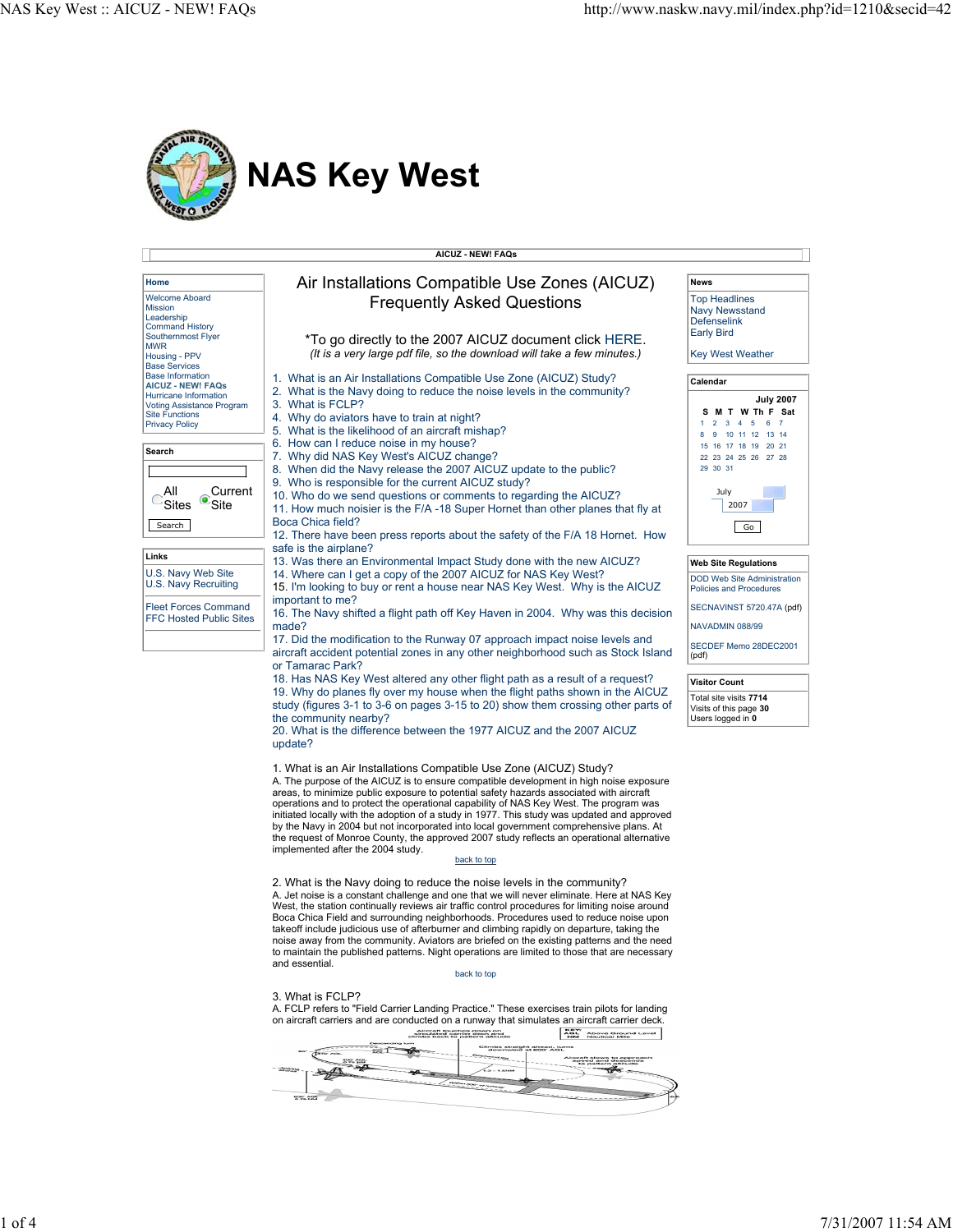# NAS Key West

AICUZ - NEW! FAQs

**Home**

- Welcome Aboard
- Mission
- Leadership
- Command History
- Southernmost Flyer
- MWR
- Housing - PPV
- Base Services
- Base Information
- **AICUZ - NEW! FAQs**
- Hurricane Information
- Voting Assistance Program
- Site Functions
- Privacy Policy

**Search**

All Sites / Current Site

Search

**Links**

- U.S. Navy Web Site
- U.S. Navy Recruiting
- Fleet Forces Command
- FFC Hosted Public Sites

## Air Installations Compatible Use Zones (AICUZ) Frequently Asked Questions

*To go directly to the 2007 AICUZ document click HERE.
*(It is a very large pdf file, so the download will take a few minutes.)*

1. What is an Air Installations Compatible Use Zone (AICUZ) Study?
2. What is the Navy doing to reduce the noise levels in the community?
3. What is FCLP?
4. Why do aviators have to train at night?
5. What is the likelihood of an aircraft mishap?
6. How can I reduce noise in my house?
7. Why did NAS Key West's AICUZ change?
8. When did the Navy release the 2007 AICUZ update to the public?
9. Who is responsible for the current AICUZ study?
10. Who do we send questions or comments to regarding the AICUZ?
11. How much noisier is the F/A -18 Super Hornet than other planes that fly at Boca Chica field?
12. There have been press reports about the safety of the F/A 18 Hornet. How safe is the airplane?
13. Was there an Environmental Impact Study done with the new AICUZ?
14. Where can I get a copy of the 2007 AICUZ for NAS Key West?
15. I'm looking to buy or rent a house near NAS Key West. Why is the AICUZ important to me?
16. The Navy shifted a flight path off Key Haven in 2004. Why was this decision made?
17. Did the modification to the Runway 07 approach impact noise levels and aircraft accident potential zones in any other neighborhood such as Stock Island or Tamarac Park?
18. Has NAS Key West altered any other flight path as a result of a request?
19. Why do planes fly over my house when the flight paths shown in the AICUZ study (figures 3-1 to 3-6 on pages 3-15 to 20) show them crossing other parts of the community nearby?
20. What is the difference between the 1977 AICUZ and the 2007 AICUZ update?

1. What is an Air Installations Compatible Use Zone (AICUZ) Study?
A. The purpose of the AICUZ is to ensure compatible development in high noise exposure areas, to minimize public exposure to potential safety hazards associated with aircraft operations and to protect the operational capability of NAS Key West. The program was initiated locally with the adoption of a study in 1977. This study was updated and approved by the Navy in 2004 but not incorporated into local government comprehensive plans. At the request of Monroe County, the approved 2007 study reflects an operational alternative implemented after the 2004 study.

back to top

2. What is the Navy doing to reduce the noise levels in the community?
A. Jet noise is a constant challenge and one that we will never eliminate. Here at NAS Key West, the station continually reviews air traffic control procedures for limiting noise around Boca Chica Field and surrounding neighborhoods. Procedures used to reduce noise upon takeoff include judicious use of afterburner and climbing rapidly on departure, taking the noise away from the community. Aviators are briefed on the existing patterns and the need to maintain the published patterns. Night operations are limited to those that are necessary and essential.

back to top

3. What is FCLP?
A. FCLP refers to "Field Carrier Landing Practice." These exercises train pilots for landing on aircraft carriers and are conducted on a runway that simulates an aircraft carrier deck.

**News**

- Top Headlines
- Navy Newsstand
- Defenselink
- Early Bird
- Key West Weather

**Calendar**

July 2007

| S | M | T | W | Th | F | Sat |
|---|---|---|---|---|---|---|
| 1 | 2 | 3 | 4 | 5 | 6 | 7 |
| 8 | 9 | 10 | 11 | 12 | 13 | 14 |
| 15 | 16 | 17 | 18 | 19 | 20 | 21 |
| 22 | 23 | 24 | 25 | 26 | 27 | 28 |
| 29 | 30 | 31 | | | | |

July 2007 Go

**Web Site Regulations**

- DOD Web Site Administration Policies and Procedures
- SECNAVINST 5720.47A (pdf)
- NAVADMIN 088/99
- SECDEF Memo 28DEC2001 (pdf)

**Visitor Count**

Total site visits **7714**
Visits of this page **30**
Users logged in **0**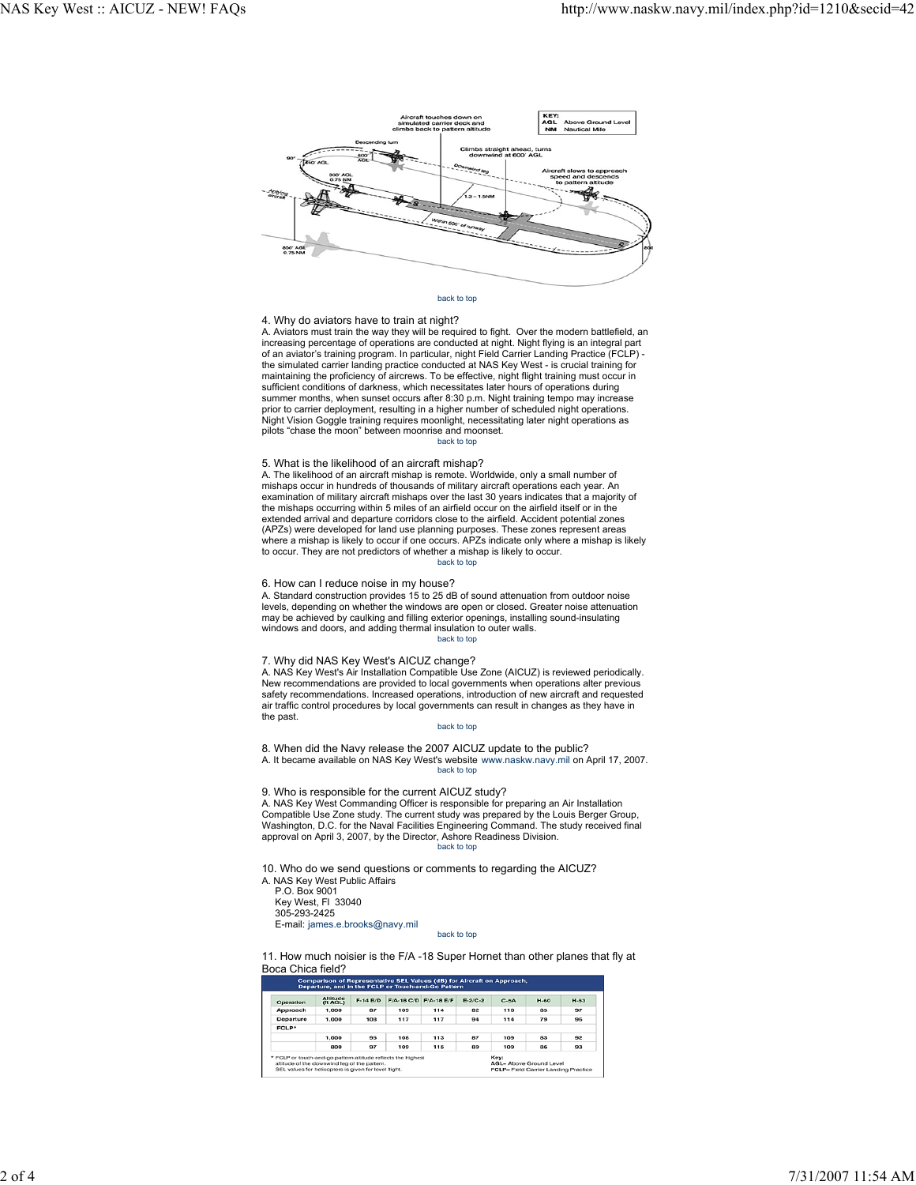back to top

4. Why do aviators have to train at night?
A. Aviators must train the way they will be required to fight. Over the modern battlefield, an increasing percentage of operations are conducted at night. Night flying is an integral part of an aviator's training program. In particular, night Field Carrier Landing Practice (FCLP) - the simulated carrier landing practice conducted at NAS Key West - is crucial training for maintaining the proficiency of aircrews. To be effective, night flight training must occur in sufficient conditions of darkness, which necessitates later hours of operations during summer months, when sunset occurs after 8:30 p.m. Night training tempo may increase prior to carrier deployment, resulting in a higher number of scheduled night operations. Night Vision Goggle training requires moonlight, necessitating later night operations as pilots "chase the moon" between moonrise and moonset.

back to top

5. What is the likelihood of an aircraft mishap?
A. The likelihood of an aircraft mishap is remote. Worldwide, only a small number of mishaps occur in hundreds of thousands of military aircraft operations each year. An examination of military aircraft mishaps over the last 30 years indicates that a majority of the mishaps occurring within 5 miles of an airfield occur on the airfield itself or in the extended arrival and departure corridors close to the airfield. Accident potential zones (APZs) were developed for land use planning purposes. These zones represent areas where a mishap is likely to occur if one occurs. APZs indicate only where a mishap is likely to occur. They are not predictors of whether a mishap is likely to occur.

back to top

6. How can I reduce noise in my house?
A. Standard construction provides 15 to 25 dB of sound attenuation from outdoor noise levels, depending on whether the windows are open or closed. Greater noise attenuation may be achieved by caulking and filling exterior openings, installing sound-insulating windows and doors, and adding thermal insulation to outer walls.

back to top

7. Why did NAS Key West's AICUZ change?
A. NAS Key West's Air Installation Compatible Use Zone (AICUZ) is reviewed periodically. New recommendations are provided to local governments when operations alter previous safety recommendations. Increased operations, introduction of new aircraft and requested air traffic control procedures by local governments can result in changes as they have in the past.

back to top

8. When did the Navy release the 2007 AICUZ update to the public?
A. It became available on NAS Key West's website www.naskw.navy.mil on April 17, 2007.

back to top

9. Who is responsible for the current AICUZ study?
A. NAS Key West Commanding Officer is responsible for preparing an Air Installation Compatible Use Zone study. The current study was prepared by the Louis Berger Group, Washington, D.C. for the Naval Facilities Engineering Command. The study received final approval on April 3, 2007, by the Director, Ashore Readiness Division.

back to top

10. Who do we send questions or comments to regarding the AICUZ?
A. NAS Key West Public Affairs
P.O. Box 9001
Key West, Fl 33040
305-293-2425
E-mail: james.e.brooks@navy.mil

back to top

11. How much noisier is the F/A -18 Super Hornet than other planes that fly at Boca Chica field?

**Comparison of Representative SEL Values (dB) for Aircraft on Approach, Departure, and in the FCLP or Touch-and-Go Pattern**

| Operation | Altitude (ft AGL) | F-14 B/D | F/A-18 C/D | F/A-18 E/F | E-2/C-2 | C-5A | H-60 | H-53 |
|---|---|---|---|---|---|---|---|---|
| Approach | 1,000 | 87 | 109 | 114 | 82 | 110 | 85 | 97 |
| Departure | 1,000 | 108 | 117 | 117 | 94 | 114 | 79 | 95 |
| FCLP* | | | | | | | | |
| | 1,000 | 95 | 108 | 113 | 87 | 109 | 83 | 92 |
| | 800 | 97 | 109 | 115 | 89 | 109 | 86 | 93 |

\* FCLP or touch-and-go pattern altitude reflects the highest altitude of the downwind leg of the pattern.
SEL values for helicopters is given for level flight.

Key:
AGL– Above Ground Level
FCLP– Field Carrier Landing Practice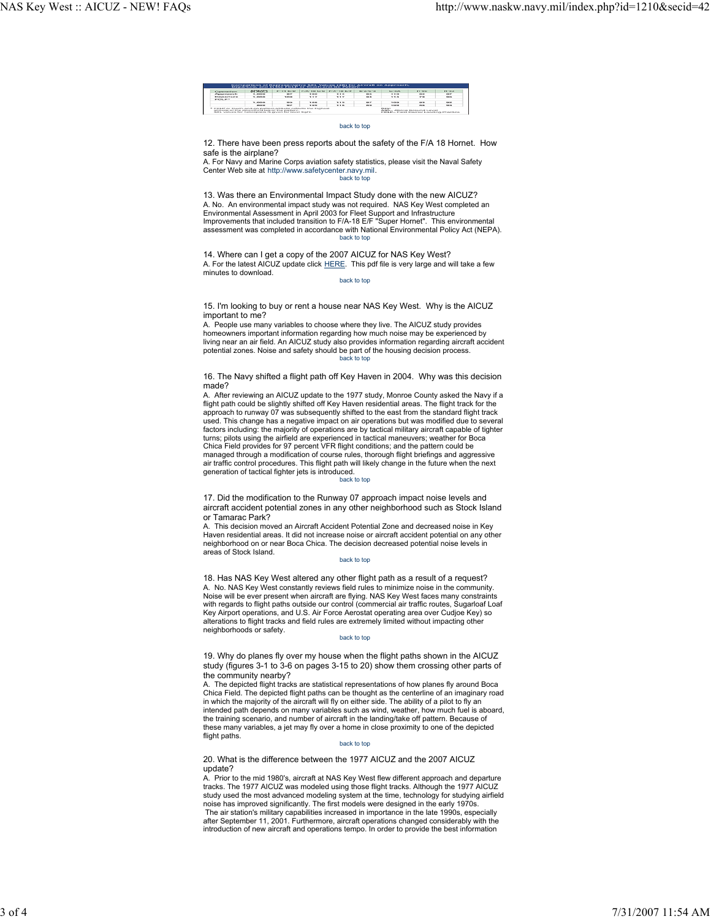| Comparison of Representative SEL Values (dB) for Aircraft on Approach, Departure, and in the FCLP or Touch-and-Go Pattern | | | | | | | | |
|---|---|---|---|---|---|---|---|---|
| Operation | Altitude (ft AGL) | F-18 C/D | F/A-18 E/F | F/A-18 E/F | E-2/C-2 | C-130 | H-60 | H-53 |
| Approach | 1,000 | 97 | 100 | 117 | 93 | 110 | 90 | 97 |
| Departure | 1,000 | 108 | 117 | 117 | 93 | 114 | 73 | 95 |
| FCLP* | | | | | | | | |
| | 1,000 | 99 | 116 | 115 | 87 | 108 | 93 | 92 |
| | 800 | 97 | 120 | 115 | 89 | 109 | 85 | 93 |

* FCLP or touch-and-go pattern altitude reflects the highest altitude of the downwind leg of the pattern. SEL Values for helicopters is given for level flight.

Key: AGL = Above Ground Level; FCLP = Field Carrier Landing Practice

back to top

12. There have been press reports about the safety of the F/A 18 Hornet. How safe is the airplane?

A. For Navy and Marine Corps aviation safety statistics, please visit the Naval Safety Center Web site at http://www.safetycenter.navy.mil.

back to top

13. Was there an Environmental Impact Study done with the new AICUZ?

A. No. An environmental impact study was not required. NAS Key West completed an Environmental Assessment in April 2003 for Fleet Support and Infrastructure Improvements that included transition to F/A-18 E/F "Super Hornet". This environmental assessment was completed in accordance with National Environmental Policy Act (NEPA).

back to top

14. Where can I get a copy of the 2007 AICUZ for NAS Key West?

A. For the latest AICUZ update click HERE. This pdf file is very large and will take a few minutes to download.

back to top

15. I'm looking to buy or rent a house near NAS Key West. Why is the AICUZ important to me?

A. People use many variables to choose where they live. The AICUZ study provides homeowners important information regarding how much noise may be experienced by living near an air field. An AICUZ study also provides information regarding aircraft accident potential zones. Noise and safety should be part of the housing decision process.

back to top

16. The Navy shifted a flight path off Key Haven in 2004. Why was this decision made?

A. After reviewing an AICUZ update to the 1977 study, Monroe County asked the Navy if a flight path could be slightly shifted off Key Haven residential areas. The flight track for the approach to runway 07 was subsequently shifted to the east from the standard flight track used. This change has a negative impact on air operations but was modified due to several factors including: the majority of operations are by tactical military aircraft capable of tighter turns; pilots using the airfield are experienced in tactical maneuvers; weather for Boca Chica Field provides for 97 percent VFR flight conditions; and the pattern could be managed through a modification of course rules, thorough flight briefings and aggressive air traffic control procedures. This flight path will likely change in the future when the next generation of tactical fighter jets is introduced.

back to top

17. Did the modification to the Runway 07 approach impact noise levels and aircraft accident potential zones in any other neighborhood such as Stock Island or Tamarac Park?

A. This decision moved an Aircraft Accident Potential Zone and decreased noise in Key Haven residential areas. It did not increase noise or aircraft accident potential on any other neighborhood on or near Boca Chica. The decision decreased potential noise levels in areas of Stock Island.

back to top

18. Has NAS Key West altered any other flight path as a result of a request?

A. No. NAS Key West constantly reviews field rules to minimize noise in the community. Noise will be ever present when aircraft are flying. NAS Key West faces many constraints with regards to flight paths outside our control (commercial air traffic routes, Sugarloaf Loaf Key Airport operations, and U.S. Air Force Aerostat operating area over Cudjoe Key) so alterations to flight tracks and field rules are extremely limited without impacting other neighborhoods or safety.

back to top

19. Why do planes fly over my house when the flight paths shown in the AICUZ study (figures 3-1 to 3-6 on pages 3-15 to 20) show them crossing other parts of the community nearby?

A. The depicted flight tracks are statistical representations of how planes fly around Boca Chica Field. The depicted flight paths can be thought as the centerline of an imaginary road in which the majority of the aircraft will fly on either side. The ability of a pilot to fly an intended path depends on many variables such as wind, weather, how much fuel is aboard, the training scenario, and number of aircraft in the landing/take off pattern. Because of these many variables, a jet may fly over a home in close proximity to one of the depicted flight paths.

back to top

20. What is the difference between the 1977 AICUZ and the 2007 AICUZ update?

A. Prior to the mid 1980's, aircraft at NAS Key West flew different approach and departure tracks. The 1977 AICUZ was modeled using those flight tracks. Although the 1977 AICUZ study used the most advanced modeling system at the time, technology for studying airfield noise has improved significantly. The first models were designed in the early 1970s.

The air station's military capabilities increased in importance in the late 1990s, especially after September 11, 2001. Furthermore, aircraft operations changed considerably with the introduction of new aircraft and operations tempo. In order to provide the best information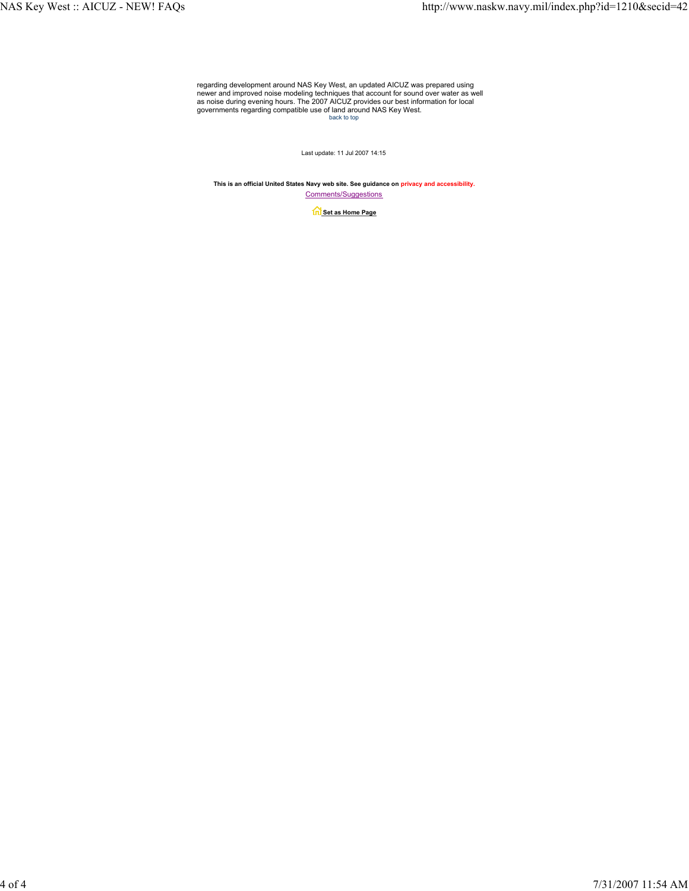regarding development around NAS Key West, an updated AICUZ was prepared using newer and improved noise modeling techniques that account for sound over water as well as noise during evening hours. The 2007 AICUZ provides our best information for local governments regarding compatible use of land around NAS Key West.

back to top

Last update: 11 Jul 2007 14:15

**This is an official United States Navy web site. See guidance on privacy and accessibility.**

Comments/Suggestions

**Set as Home Page**